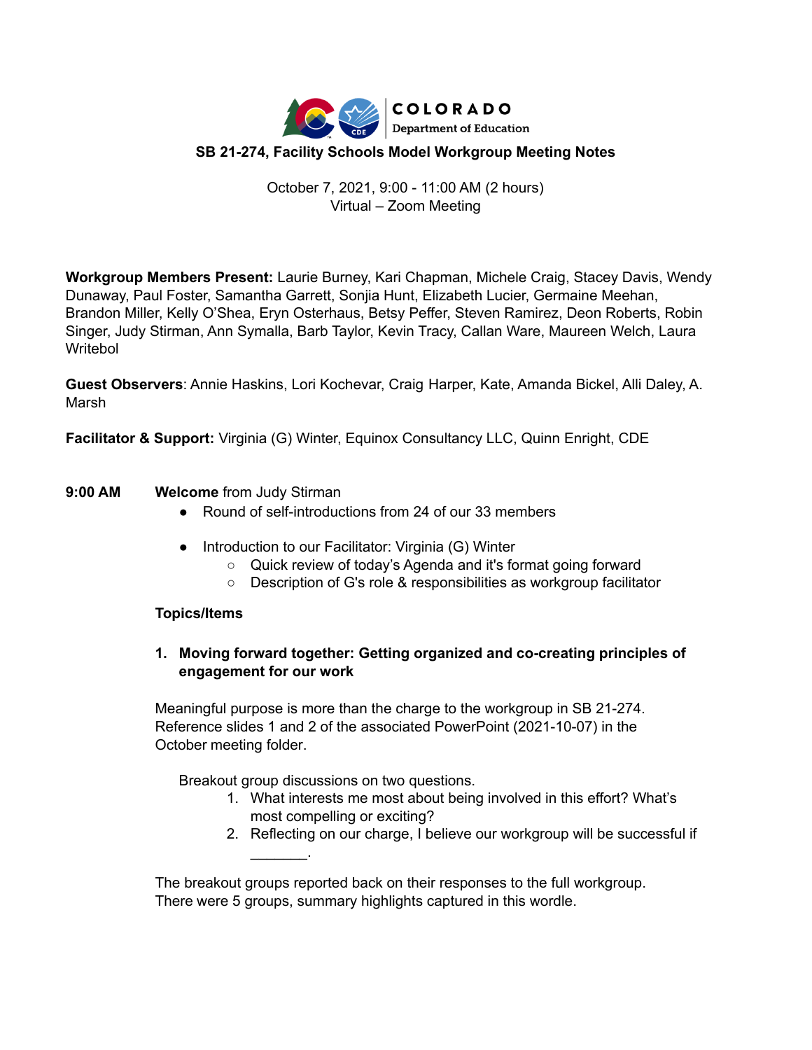COLORADO
Department of Education

# SB 21-274, Facility Schools Model Workgroup Meeting Notes

October 7, 2021, 9:00 - 11:00 AM (2 hours)
Virtual – Zoom Meeting

**Workgroup Members Present:** Laurie Burney, Kari Chapman, Michele Craig, Stacey Davis, Wendy Dunaway, Paul Foster, Samantha Garrett, Sonjia Hunt, Elizabeth Lucier, Germaine Meehan, Brandon Miller, Kelly O'Shea, Eryn Osterhaus, Betsy Peffer, Steven Ramirez, Deon Roberts, Robin Singer, Judy Stirman, Ann Symalla, Barb Taylor, Kevin Tracy, Callan Ware, Maureen Welch, Laura Writebol

**Guest Observers**: Annie Haskins, Lori Kochevar, Craig Harper, Kate, Amanda Bickel, Alli Daley, A. Marsh

**Facilitator & Support:** Virginia (G) Winter, Equinox Consultancy LLC, Quinn Enright, CDE

**9:00 AM** **Welcome** from Judy Stirman

- Round of self-introductions from 24 of our 33 members
- Introduction to our Facilitator: Virginia (G) Winter
  - Quick review of today's Agenda and it's format going forward
  - Description of G's role & responsibilities as workgroup facilitator

**Topics/Items**

1. **Moving forward together: Getting organized and co-creating principles of engagement for our work**

Meaningful purpose is more than the charge to the workgroup in SB 21-274. Reference slides 1 and 2 of the associated PowerPoint (2021-10-07) in the October meeting folder.

Breakout group discussions on two questions.

1. What interests me most about being involved in this effort? What's most compelling or exciting?
2. Reflecting on our charge, I believe our workgroup will be successful if _______.

The breakout groups reported back on their responses to the full workgroup. There were 5 groups, summary highlights captured in this wordle.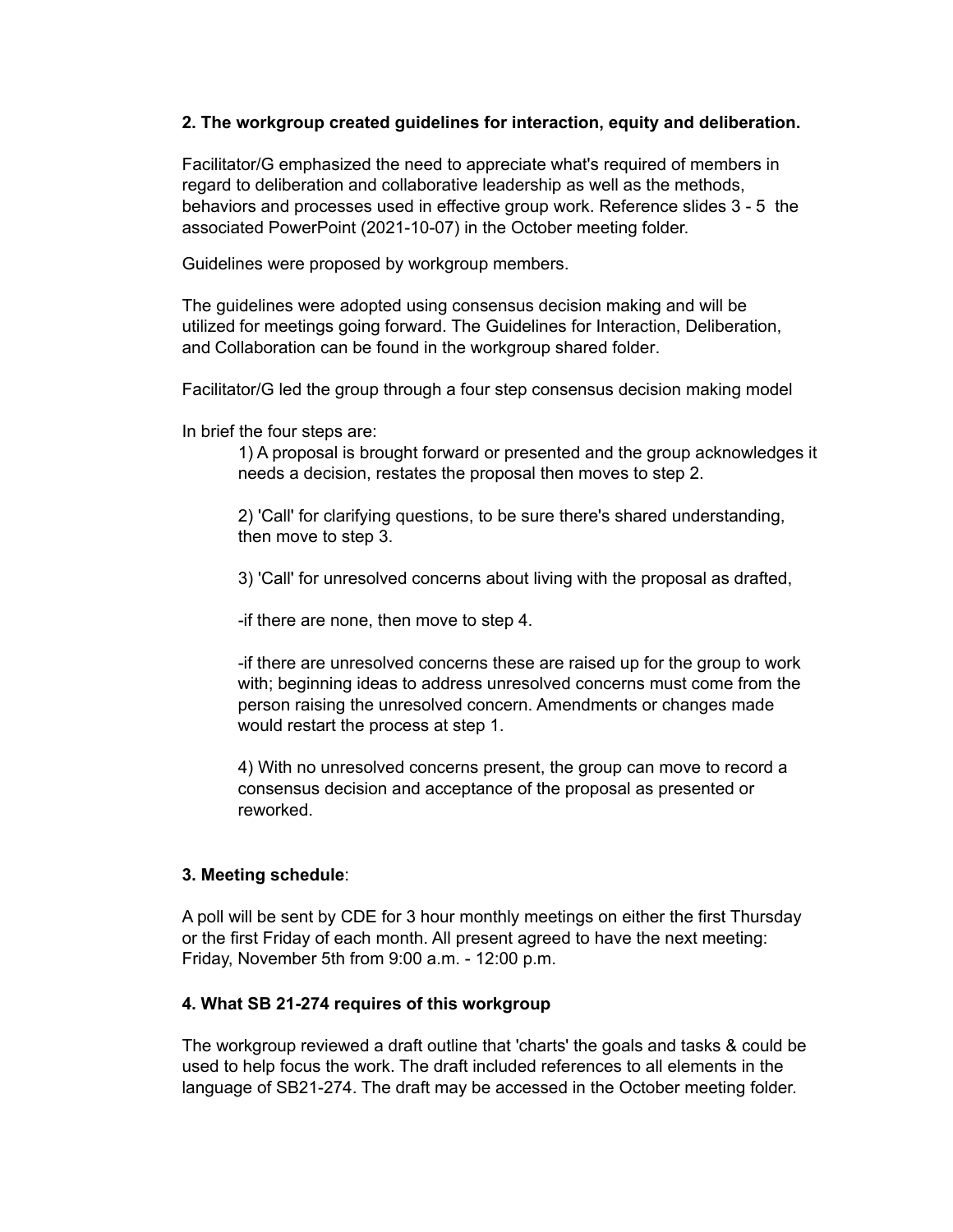**2. The workgroup created guidelines for interaction, equity and deliberation.**

Facilitator/G emphasized the need to appreciate what's required of members in regard to deliberation and collaborative leadership as well as the methods, behaviors and processes used in effective group work. Reference slides 3 - 5 the associated PowerPoint (2021-10-07) in the October meeting folder.

Guidelines were proposed by workgroup members.

The guidelines were adopted using consensus decision making and will be utilized for meetings going forward. The Guidelines for Interaction, Deliberation, and Collaboration can be found in the workgroup shared folder.

Facilitator/G led the group through a four step consensus decision making model

In brief the four steps are:

> 1) A proposal is brought forward or presented and the group acknowledges it needs a decision, restates the proposal then moves to step 2.
>
> 2) 'Call' for clarifying questions, to be sure there's shared understanding, then move to step 3.
>
> 3) 'Call' for unresolved concerns about living with the proposal as drafted,
>
> -if there are none, then move to step 4.
>
> -if there are unresolved concerns these are raised up for the group to work with; beginning ideas to address unresolved concerns must come from the person raising the unresolved concern. Amendments or changes made would restart the process at step 1.
>
> 4) With no unresolved concerns present, the group can move to record a consensus decision and acceptance of the proposal as presented or reworked.

**3. Meeting schedule**:

A poll will be sent by CDE for 3 hour monthly meetings on either the first Thursday or the first Friday of each month. All present agreed to have the next meeting: Friday, November 5th from 9:00 a.m. - 12:00 p.m.

**4. What SB 21-274 requires of this workgroup**

The workgroup reviewed a draft outline that 'charts' the goals and tasks & could be used to help focus the work. The draft included references to all elements in the language of SB21-274. The draft may be accessed in the October meeting folder.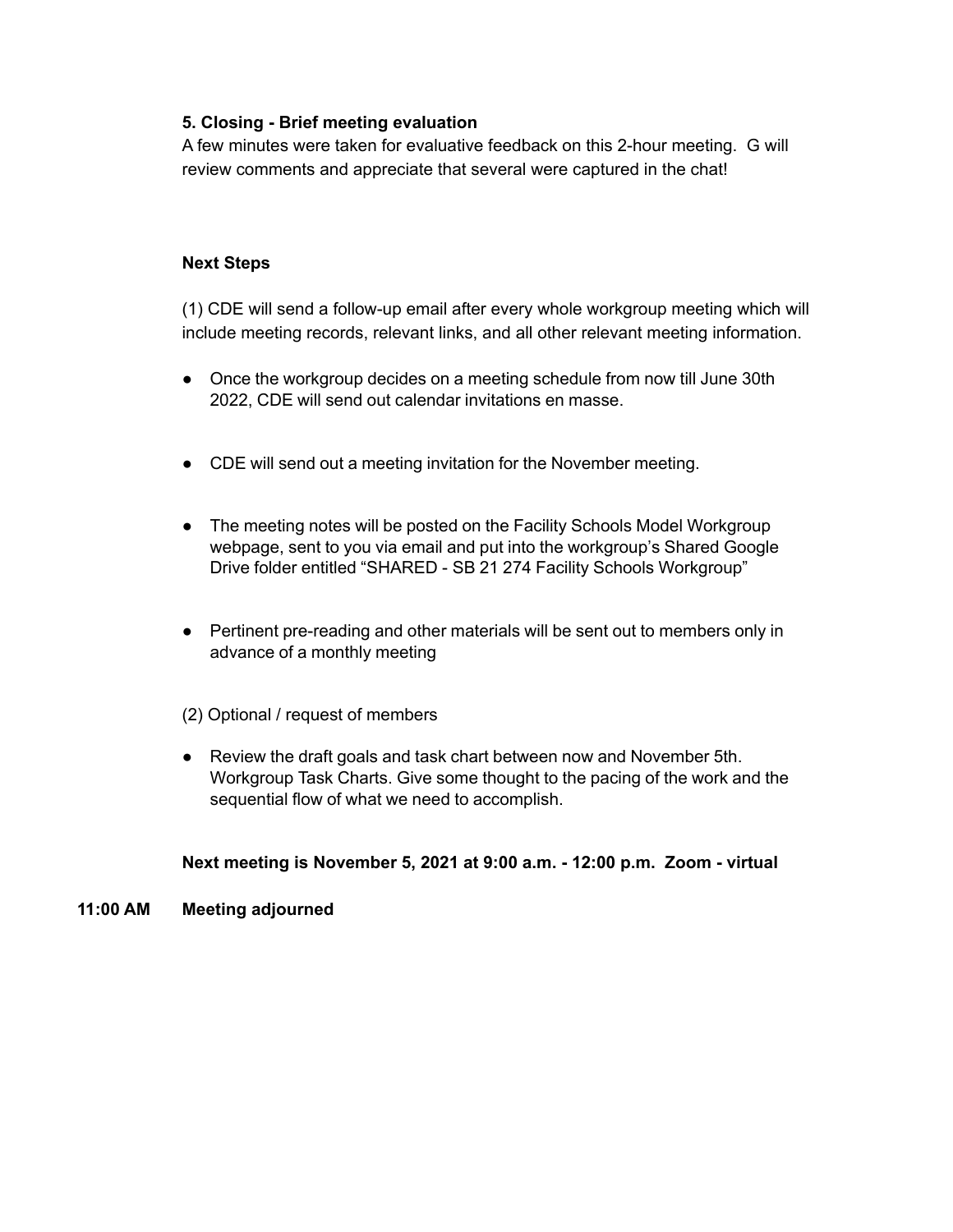**5. Closing - Brief meeting evaluation**

A few minutes were taken for evaluative feedback on this 2-hour meeting. G will review comments and appreciate that several were captured in the chat!

**Next Steps**

(1) CDE will send a follow-up email after every whole workgroup meeting which will include meeting records, relevant links, and all other relevant meeting information.

- Once the workgroup decides on a meeting schedule from now till June 30th 2022, CDE will send out calendar invitations en masse.
- CDE will send out a meeting invitation for the November meeting.
- The meeting notes will be posted on the Facility Schools Model Workgroup webpage, sent to you via email and put into the workgroup's Shared Google Drive folder entitled "SHARED - SB 21 274 Facility Schools Workgroup"
- Pertinent pre-reading and other materials will be sent out to members only in advance of a monthly meeting

(2) Optional / request of members

- Review the draft goals and task chart between now and November 5th. Workgroup Task Charts. Give some thought to the pacing of the work and the sequential flow of what we need to accomplish.

**Next meeting is November 5, 2021 at 9:00 a.m. - 12:00 p.m. Zoom - virtual**

**11:00 AM Meeting adjourned**